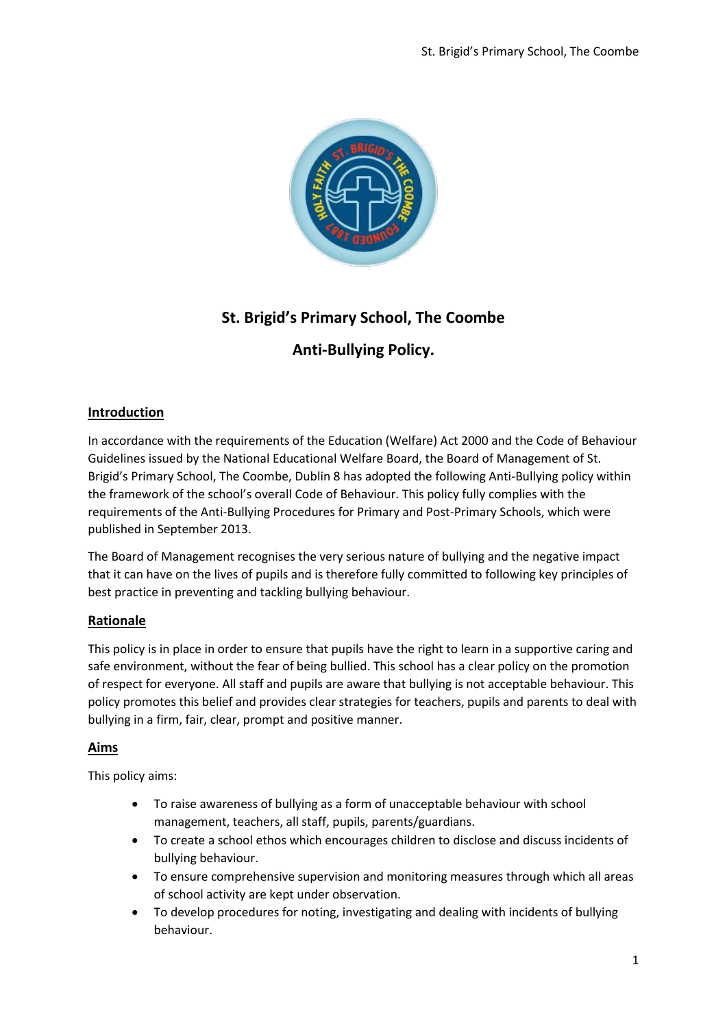# St. Brigid's Primary School, The Coombe

# Anti-Bullying Policy.

## Introduction

In accordance with the requirements of the Education (Welfare) Act 2000 and the Code of Behaviour Guidelines issued by the National Educational Welfare Board, the Board of Management of St. Brigid's Primary School, The Coombe, Dublin 8 has adopted the following Anti-Bullying policy within the framework of the school's overall Code of Behaviour. This policy fully complies with the requirements of the Anti-Bullying Procedures for Primary and Post-Primary Schools, which were published in September 2013.

The Board of Management recognises the very serious nature of bullying and the negative impact that it can have on the lives of pupils and is therefore fully committed to following key principles of best practice in preventing and tackling bullying behaviour.

## Rationale

This policy is in place in order to ensure that pupils have the right to learn in a supportive caring and safe environment, without the fear of being bullied. This school has a clear policy on the promotion of respect for everyone. All staff and pupils are aware that bullying is not acceptable behaviour. This policy promotes this belief and provides clear strategies for teachers, pupils and parents to deal with bullying in a firm, fair, clear, prompt and positive manner.

## Aims

This policy aims:

- To raise awareness of bullying as a form of unacceptable behaviour with school management, teachers, all staff, pupils, parents/guardians.
- To create a school ethos which encourages children to disclose and discuss incidents of bullying behaviour.
- To ensure comprehensive supervision and monitoring measures through which all areas of school activity are kept under observation.
- To develop procedures for noting, investigating and dealing with incidents of bullying behaviour.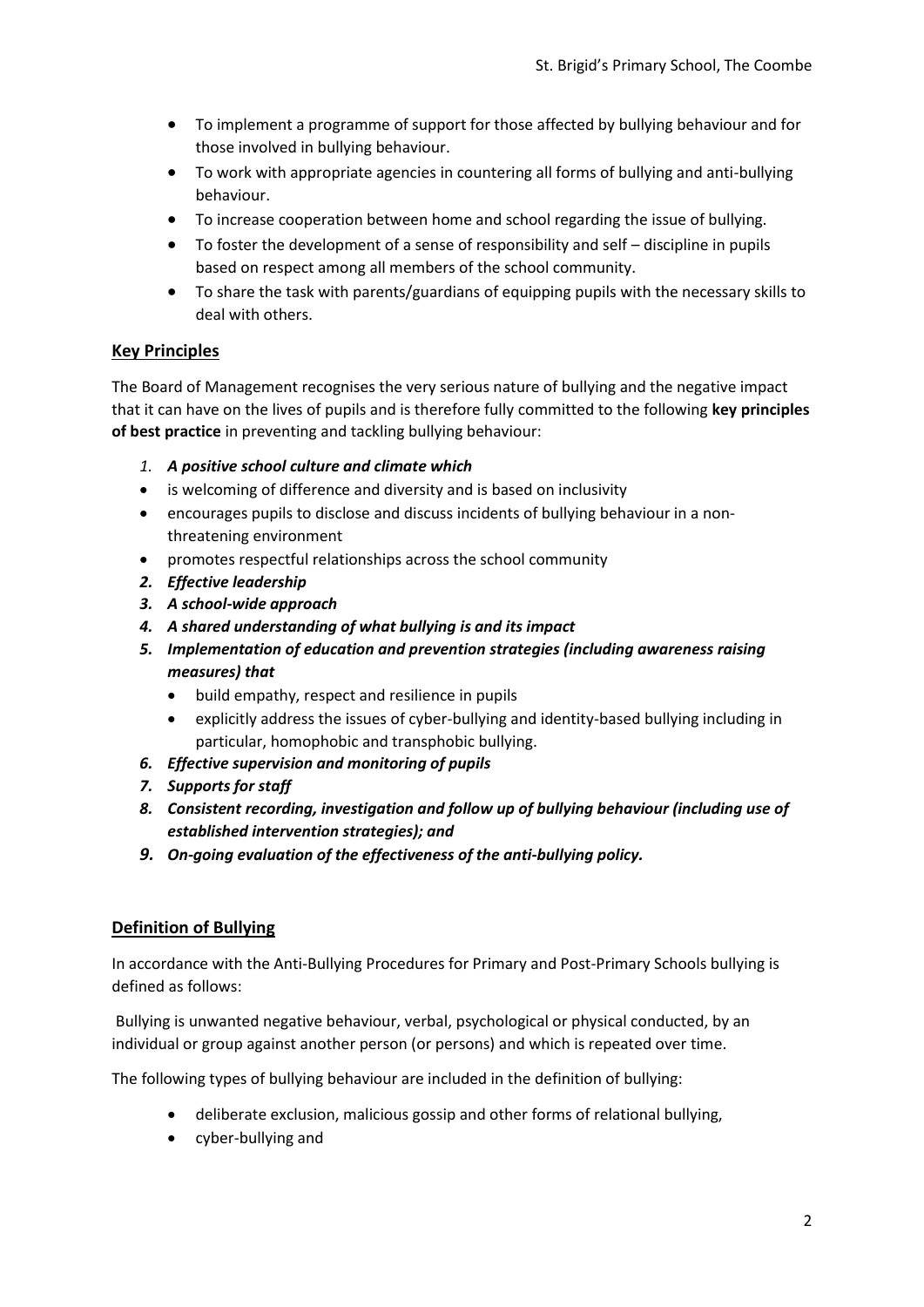- To implement a programme of support for those affected by bullying behaviour and for those involved in bullying behaviour.
- To work with appropriate agencies in countering all forms of bullying and anti-bullying behaviour.
- To increase cooperation between home and school regarding the issue of bullying.
- To foster the development of a sense of responsibility and self – discipline in pupils based on respect among all members of the school community.
- To share the task with parents/guardians of equipping pupils with the necessary skills to deal with others.

## Key Principles

The Board of Management recognises the very serious nature of bullying and the negative impact that it can have on the lives of pupils and is therefore fully committed to the following **key principles of best practice** in preventing and tackling bullying behaviour:

1. ***A positive school culture and climate which***
   - is welcoming of difference and diversity and is based on inclusivity
   - encourages pupils to disclose and discuss incidents of bullying behaviour in a non-threatening environment
   - promotes respectful relationships across the school community
2. ***Effective leadership***
3. ***A school-wide approach***
4. ***A shared understanding of what bullying is and its impact***
5. ***Implementation of education and prevention strategies (including awareness raising measures) that***
   - build empathy, respect and resilience in pupils
   - explicitly address the issues of cyber-bullying and identity-based bullying including in particular, homophobic and transphobic bullying.
6. ***Effective supervision and monitoring of pupils***
7. ***Supports for staff***
8. ***Consistent recording, investigation and follow up of bullying behaviour (including use of established intervention strategies); and***
9. ***On-going evaluation of the effectiveness of the anti-bullying policy.***

## Definition of Bullying

In accordance with the Anti-Bullying Procedures for Primary and Post-Primary Schools bullying is defined as follows:

Bullying is unwanted negative behaviour, verbal, psychological or physical conducted, by an individual or group against another person (or persons) and which is repeated over time.

The following types of bullying behaviour are included in the definition of bullying:

- deliberate exclusion, malicious gossip and other forms of relational bullying,
- cyber-bullying and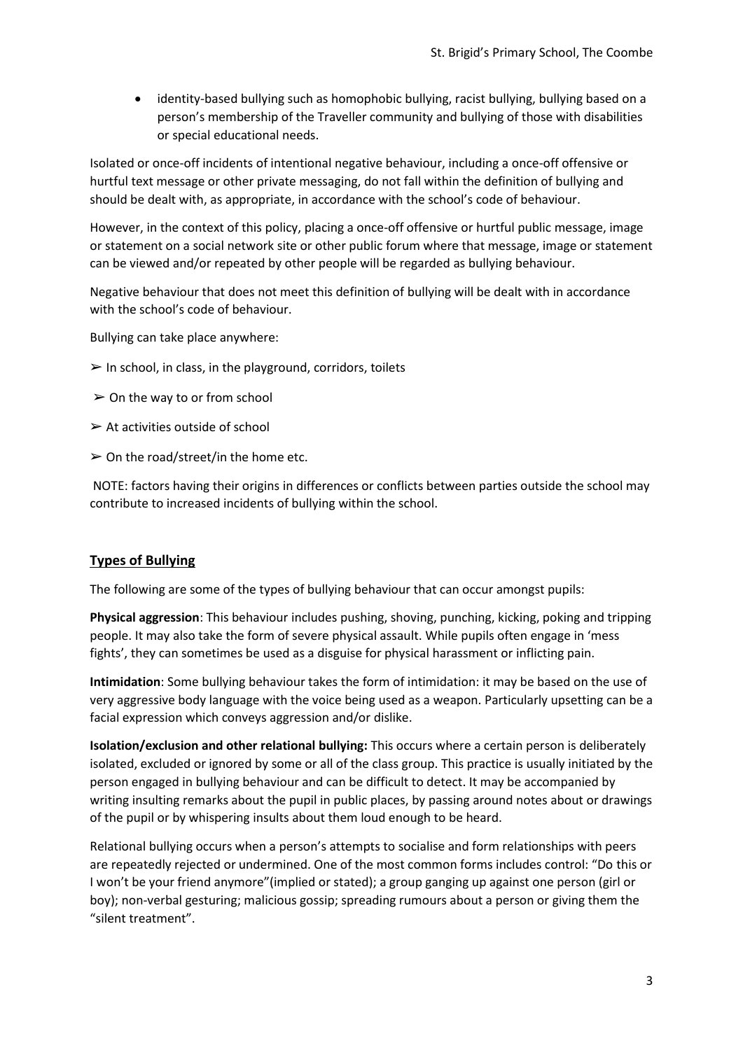- identity-based bullying such as homophobic bullying, racist bullying, bullying based on a person's membership of the Traveller community and bullying of those with disabilities or special educational needs.

Isolated or once-off incidents of intentional negative behaviour, including a once-off offensive or hurtful text message or other private messaging, do not fall within the definition of bullying and should be dealt with, as appropriate, in accordance with the school's code of behaviour.

However, in the context of this policy, placing a once-off offensive or hurtful public message, image or statement on a social network site or other public forum where that message, image or statement can be viewed and/or repeated by other people will be regarded as bullying behaviour.

Negative behaviour that does not meet this definition of bullying will be dealt with in accordance with the school's code of behaviour.

Bullying can take place anywhere:

➢ In school, in class, in the playground, corridors, toilets

➢ On the way to or from school

➢ At activities outside of school

➢ On the road/street/in the home etc.

NOTE: factors having their origins in differences or conflicts between parties outside the school may contribute to increased incidents of bullying within the school.

## Types of Bullying

The following are some of the types of bullying behaviour that can occur amongst pupils:

**Physical aggression**: This behaviour includes pushing, shoving, punching, kicking, poking and tripping people. It may also take the form of severe physical assault. While pupils often engage in 'mess fights', they can sometimes be used as a disguise for physical harassment or inflicting pain.

**Intimidation**: Some bullying behaviour takes the form of intimidation: it may be based on the use of very aggressive body language with the voice being used as a weapon. Particularly upsetting can be a facial expression which conveys aggression and/or dislike.

**Isolation/exclusion and other relational bullying:** This occurs where a certain person is deliberately isolated, excluded or ignored by some or all of the class group. This practice is usually initiated by the person engaged in bullying behaviour and can be difficult to detect. It may be accompanied by writing insulting remarks about the pupil in public places, by passing around notes about or drawings of the pupil or by whispering insults about them loud enough to be heard.

Relational bullying occurs when a person's attempts to socialise and form relationships with peers are repeatedly rejected or undermined. One of the most common forms includes control: "Do this or I won't be your friend anymore"(implied or stated); a group ganging up against one person (girl or boy); non-verbal gesturing; malicious gossip; spreading rumours about a person or giving them the "silent treatment".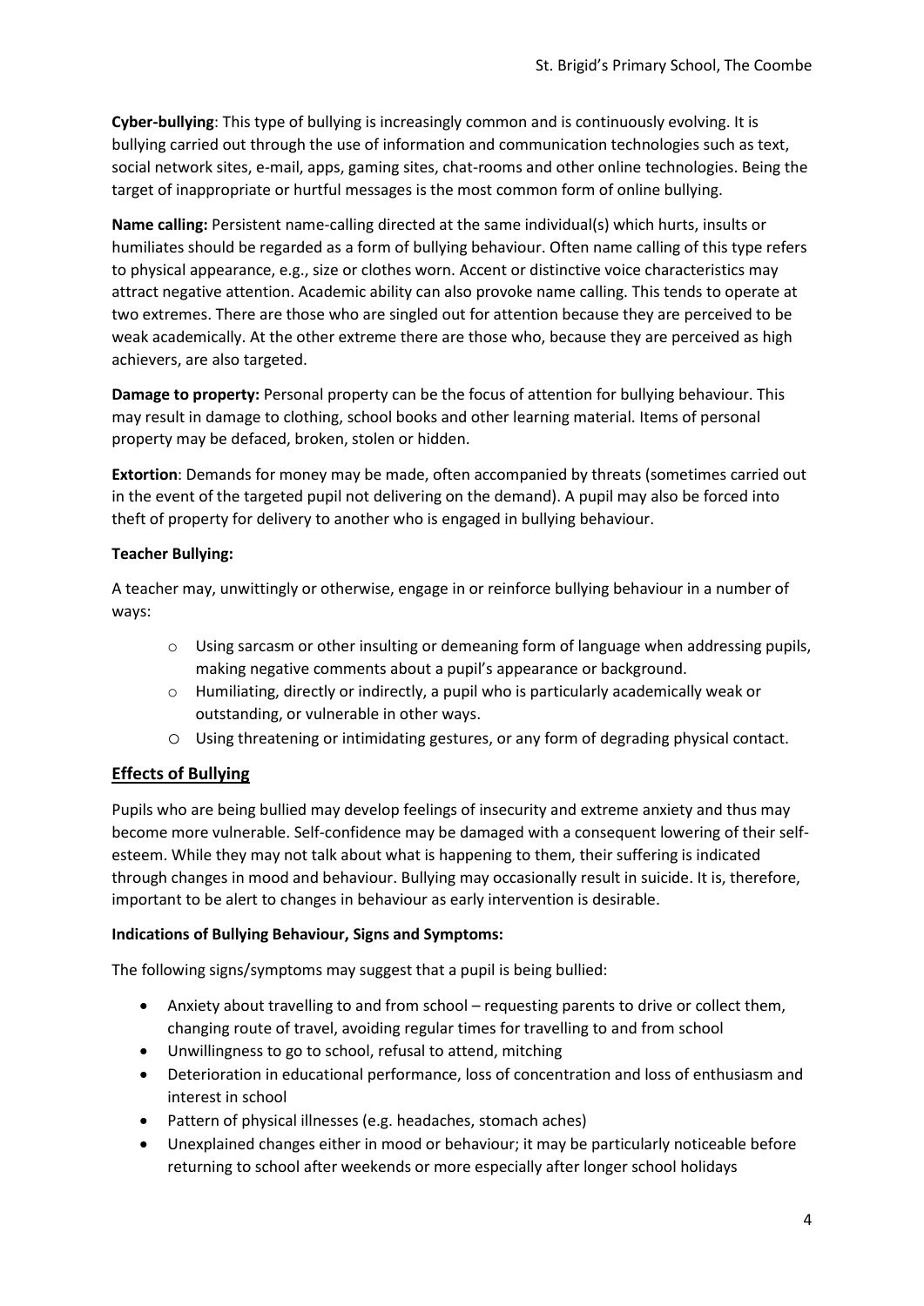**Cyber-bullying**: This type of bullying is increasingly common and is continuously evolving. It is bullying carried out through the use of information and communication technologies such as text, social network sites, e-mail, apps, gaming sites, chat-rooms and other online technologies. Being the target of inappropriate or hurtful messages is the most common form of online bullying.

**Name calling:** Persistent name-calling directed at the same individual(s) which hurts, insults or humiliates should be regarded as a form of bullying behaviour. Often name calling of this type refers to physical appearance, e.g., size or clothes worn. Accent or distinctive voice characteristics may attract negative attention. Academic ability can also provoke name calling. This tends to operate at two extremes. There are those who are singled out for attention because they are perceived to be weak academically. At the other extreme there are those who, because they are perceived as high achievers, are also targeted.

**Damage to property:** Personal property can be the focus of attention for bullying behaviour. This may result in damage to clothing, school books and other learning material. Items of personal property may be defaced, broken, stolen or hidden.

**Extortion**: Demands for money may be made, often accompanied by threats (sometimes carried out in the event of the targeted pupil not delivering on the demand). A pupil may also be forced into theft of property for delivery to another who is engaged in bullying behaviour.

**Teacher Bullying:**

A teacher may, unwittingly or otherwise, engage in or reinforce bullying behaviour in a number of ways:

- Using sarcasm or other insulting or demeaning form of language when addressing pupils, making negative comments about a pupil's appearance or background.
- Humiliating, directly or indirectly, a pupil who is particularly academically weak or outstanding, or vulnerable in other ways.
- Using threatening or intimidating gestures, or any form of degrading physical contact.

## Effects of Bullying

Pupils who are being bullied may develop feelings of insecurity and extreme anxiety and thus may become more vulnerable. Self-confidence may be damaged with a consequent lowering of their self-esteem. While they may not talk about what is happening to them, their suffering is indicated through changes in mood and behaviour. Bullying may occasionally result in suicide. It is, therefore, important to be alert to changes in behaviour as early intervention is desirable.

**Indications of Bullying Behaviour, Signs and Symptoms:**

The following signs/symptoms may suggest that a pupil is being bullied:

- Anxiety about travelling to and from school – requesting parents to drive or collect them, changing route of travel, avoiding regular times for travelling to and from school
- Unwillingness to go to school, refusal to attend, mitching
- Deterioration in educational performance, loss of concentration and loss of enthusiasm and interest in school
- Pattern of physical illnesses (e.g. headaches, stomach aches)
- Unexplained changes either in mood or behaviour; it may be particularly noticeable before returning to school after weekends or more especially after longer school holidays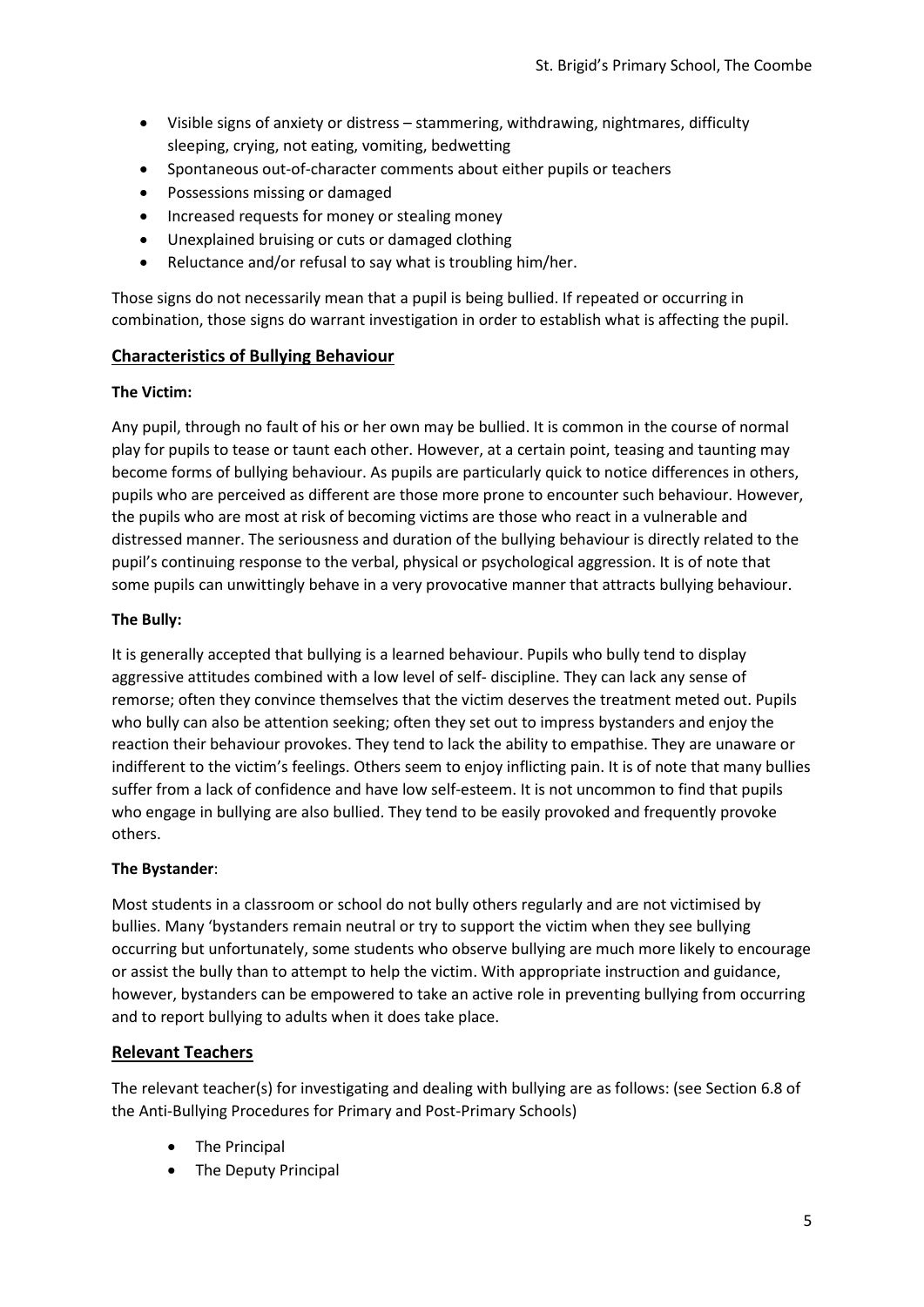- Visible signs of anxiety or distress – stammering, withdrawing, nightmares, difficulty sleeping, crying, not eating, vomiting, bedwetting
- Spontaneous out-of-character comments about either pupils or teachers
- Possessions missing or damaged
- Increased requests for money or stealing money
- Unexplained bruising or cuts or damaged clothing
- Reluctance and/or refusal to say what is troubling him/her.

Those signs do not necessarily mean that a pupil is being bullied. If repeated or occurring in combination, those signs do warrant investigation in order to establish what is affecting the pupil.

## Characteristics of Bullying Behaviour

**The Victim:**

Any pupil, through no fault of his or her own may be bullied. It is common in the course of normal play for pupils to tease or taunt each other. However, at a certain point, teasing and taunting may become forms of bullying behaviour. As pupils are particularly quick to notice differences in others, pupils who are perceived as different are those more prone to encounter such behaviour. However, the pupils who are most at risk of becoming victims are those who react in a vulnerable and distressed manner. The seriousness and duration of the bullying behaviour is directly related to the pupil's continuing response to the verbal, physical or psychological aggression. It is of note that some pupils can unwittingly behave in a very provocative manner that attracts bullying behaviour.

**The Bully:**

It is generally accepted that bullying is a learned behaviour. Pupils who bully tend to display aggressive attitudes combined with a low level of self- discipline. They can lack any sense of remorse; often they convince themselves that the victim deserves the treatment meted out. Pupils who bully can also be attention seeking; often they set out to impress bystanders and enjoy the reaction their behaviour provokes. They tend to lack the ability to empathise. They are unaware or indifferent to the victim's feelings. Others seem to enjoy inflicting pain. It is of note that many bullies suffer from a lack of confidence and have low self-esteem. It is not uncommon to find that pupils who engage in bullying are also bullied. They tend to be easily provoked and frequently provoke others.

**The Bystander**:

Most students in a classroom or school do not bully others regularly and are not victimised by bullies. Many 'bystanders remain neutral or try to support the victim when they see bullying occurring but unfortunately, some students who observe bullying are much more likely to encourage or assist the bully than to attempt to help the victim. With appropriate instruction and guidance, however, bystanders can be empowered to take an active role in preventing bullying from occurring and to report bullying to adults when it does take place.

## Relevant Teachers

The relevant teacher(s) for investigating and dealing with bullying are as follows: (see Section 6.8 of the Anti-Bullying Procedures for Primary and Post-Primary Schools)

- The Principal
- The Deputy Principal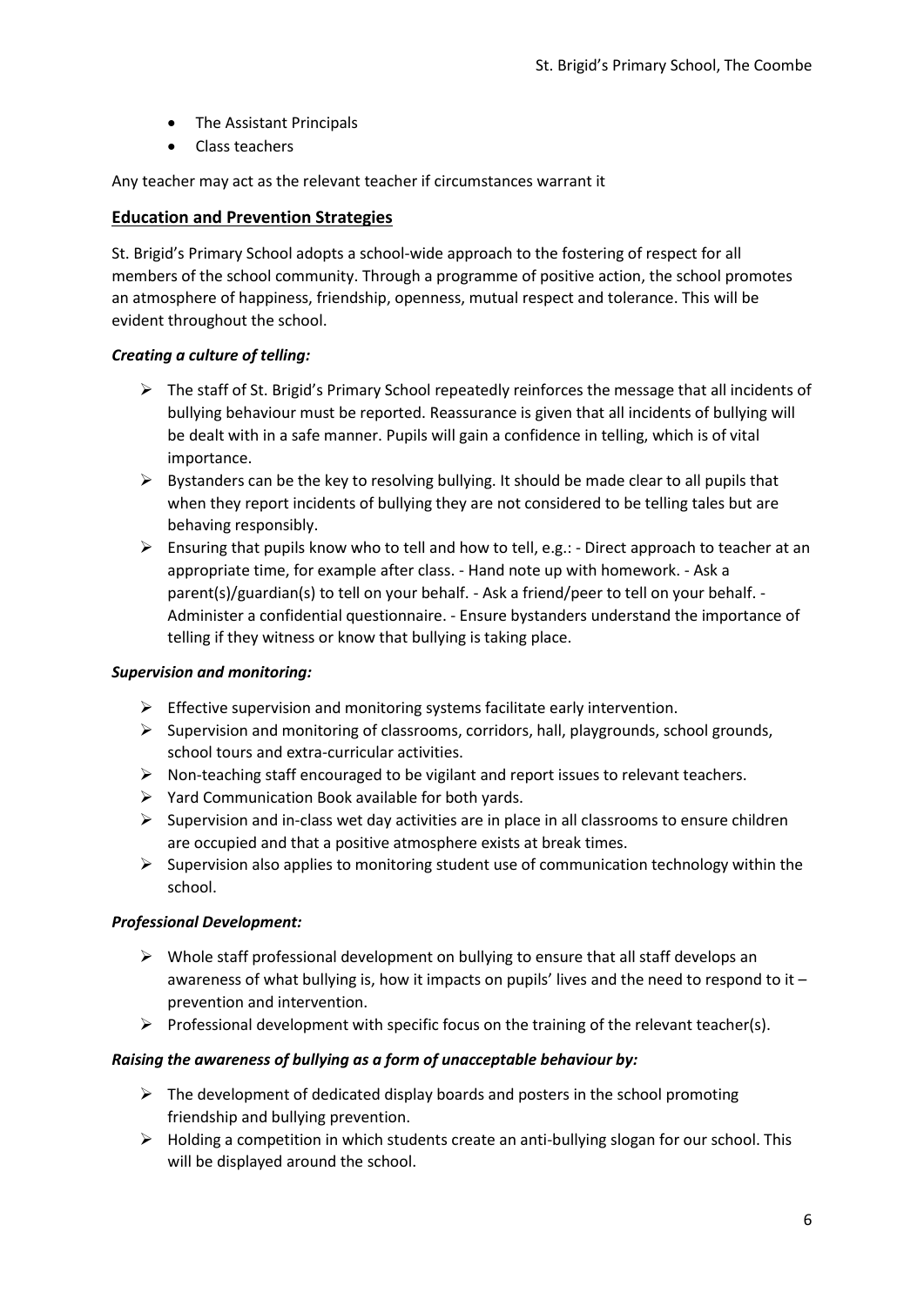- The Assistant Principals
- Class teachers

Any teacher may act as the relevant teacher if circumstances warrant it

## Education and Prevention Strategies

St. Brigid's Primary School adopts a school-wide approach to the fostering of respect for all members of the school community. Through a programme of positive action, the school promotes an atmosphere of happiness, friendship, openness, mutual respect and tolerance. This will be evident throughout the school.

### *Creating a culture of telling:*

- The staff of St. Brigid's Primary School repeatedly reinforces the message that all incidents of bullying behaviour must be reported. Reassurance is given that all incidents of bullying will be dealt with in a safe manner. Pupils will gain a confidence in telling, which is of vital importance.
- Bystanders can be the key to resolving bullying. It should be made clear to all pupils that when they report incidents of bullying they are not considered to be telling tales but are behaving responsibly.
- Ensuring that pupils know who to tell and how to tell, e.g.: - Direct approach to teacher at an appropriate time, for example after class. - Hand note up with homework. - Ask a parent(s)/guardian(s) to tell on your behalf. - Ask a friend/peer to tell on your behalf. - Administer a confidential questionnaire. - Ensure bystanders understand the importance of telling if they witness or know that bullying is taking place.

### *Supervision and monitoring:*

- Effective supervision and monitoring systems facilitate early intervention.
- Supervision and monitoring of classrooms, corridors, hall, playgrounds, school grounds, school tours and extra-curricular activities.
- Non-teaching staff encouraged to be vigilant and report issues to relevant teachers.
- Yard Communication Book available for both yards.
- Supervision and in-class wet day activities are in place in all classrooms to ensure children are occupied and that a positive atmosphere exists at break times.
- Supervision also applies to monitoring student use of communication technology within the school.

### *Professional Development:*

- Whole staff professional development on bullying to ensure that all staff develops an awareness of what bullying is, how it impacts on pupils' lives and the need to respond to it – prevention and intervention.
- Professional development with specific focus on the training of the relevant teacher(s).

### *Raising the awareness of bullying as a form of unacceptable behaviour by:*

- The development of dedicated display boards and posters in the school promoting friendship and bullying prevention.
- Holding a competition in which students create an anti-bullying slogan for our school. This will be displayed around the school.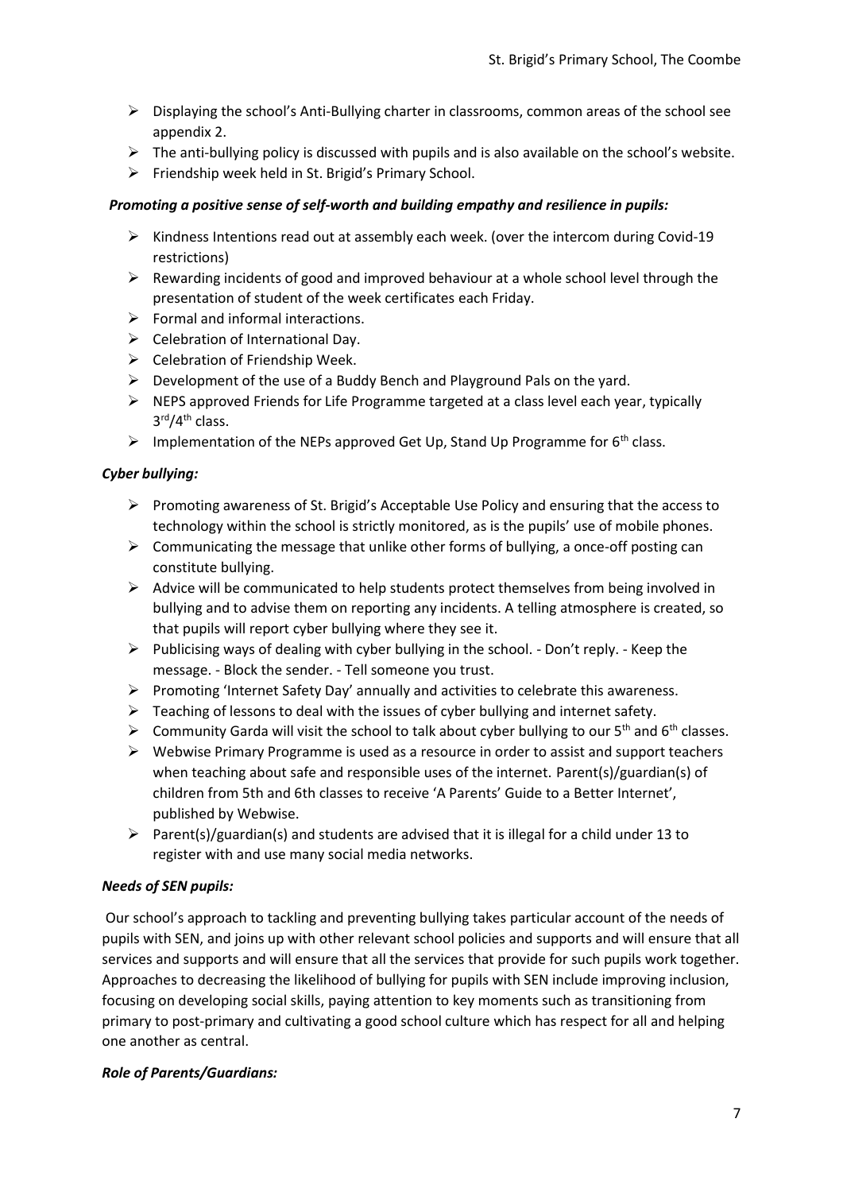- Displaying the school's Anti-Bullying charter in classrooms, common areas of the school see appendix 2.
- The anti-bullying policy is discussed with pupils and is also available on the school's website.
- Friendship week held in St. Brigid's Primary School.

***Promoting a positive sense of self-worth and building empathy and resilience in pupils:***

- Kindness Intentions read out at assembly each week. (over the intercom during Covid-19 restrictions)
- Rewarding incidents of good and improved behaviour at a whole school level through the presentation of student of the week certificates each Friday.
- Formal and informal interactions.
- Celebration of International Day.
- Celebration of Friendship Week.
- Development of the use of a Buddy Bench and Playground Pals on the yard.
- NEPS approved Friends for Life Programme targeted at a class level each year, typically 3rd/4th class.
- Implementation of the NEPs approved Get Up, Stand Up Programme for 6th class.

***Cyber bullying:***

- Promoting awareness of St. Brigid's Acceptable Use Policy and ensuring that the access to technology within the school is strictly monitored, as is the pupils' use of mobile phones.
- Communicating the message that unlike other forms of bullying, a once-off posting can constitute bullying.
- Advice will be communicated to help students protect themselves from being involved in bullying and to advise them on reporting any incidents. A telling atmosphere is created, so that pupils will report cyber bullying where they see it.
- Publicising ways of dealing with cyber bullying in the school. - Don't reply. - Keep the message. - Block the sender. - Tell someone you trust.
- Promoting 'Internet Safety Day' annually and activities to celebrate this awareness.
- Teaching of lessons to deal with the issues of cyber bullying and internet safety.
- Community Garda will visit the school to talk about cyber bullying to our 5th and 6th classes.
- Webwise Primary Programme is used as a resource in order to assist and support teachers when teaching about safe and responsible uses of the internet. Parent(s)/guardian(s) of children from 5th and 6th classes to receive 'A Parents' Guide to a Better Internet', published by Webwise.
- Parent(s)/guardian(s) and students are advised that it is illegal for a child under 13 to register with and use many social media networks.

***Needs of SEN pupils:***

Our school's approach to tackling and preventing bullying takes particular account of the needs of pupils with SEN, and joins up with other relevant school policies and supports and will ensure that all services and supports and will ensure that all the services that provide for such pupils work together. Approaches to decreasing the likelihood of bullying for pupils with SEN include improving inclusion, focusing on developing social skills, paying attention to key moments such as transitioning from primary to post-primary and cultivating a good school culture which has respect for all and helping one another as central.

***Role of Parents/Guardians:***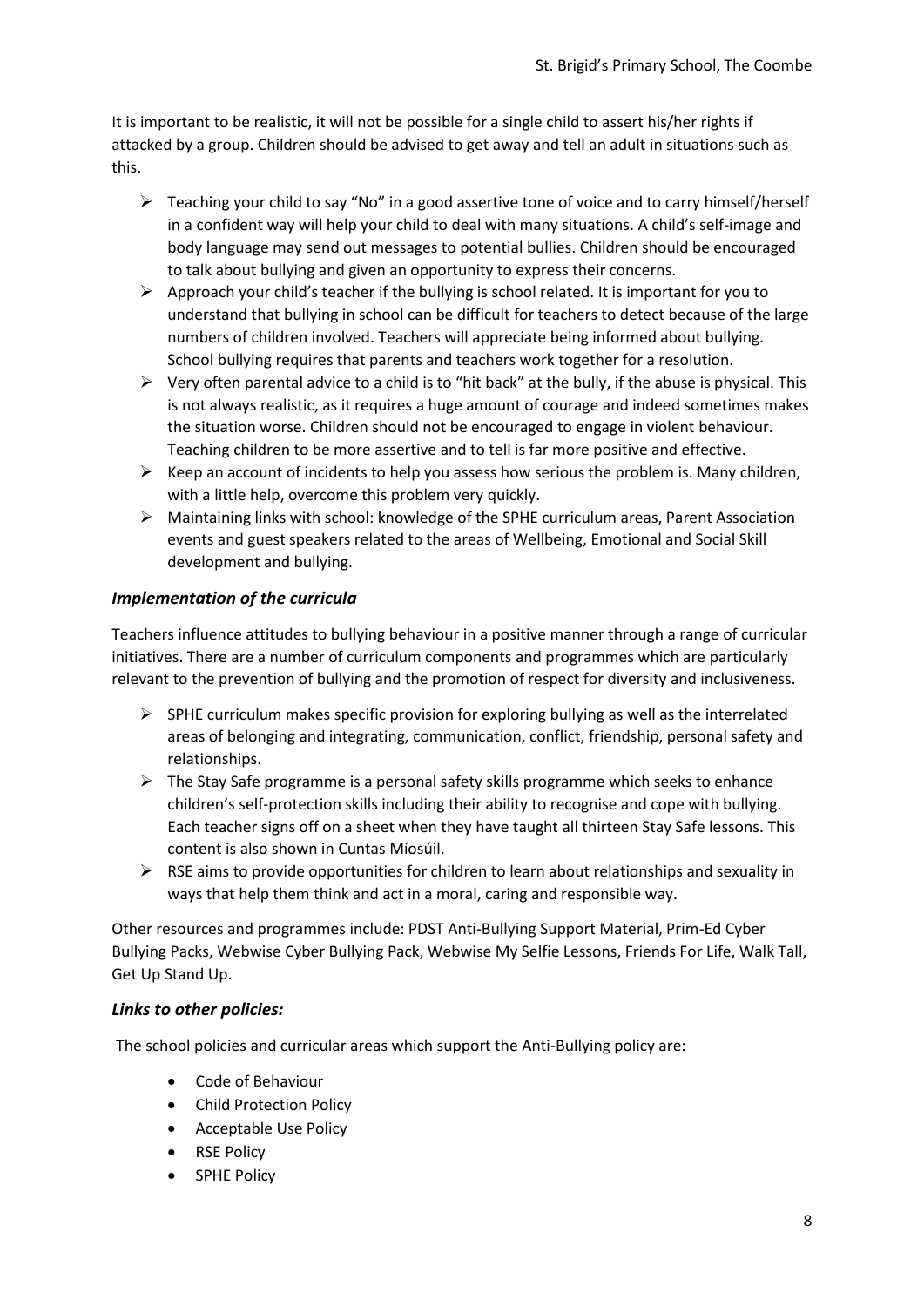It is important to be realistic, it will not be possible for a single child to assert his/her rights if attacked by a group. Children should be advised to get away and tell an adult in situations such as this.

- Teaching your child to say "No" in a good assertive tone of voice and to carry himself/herself in a confident way will help your child to deal with many situations. A child's self-image and body language may send out messages to potential bullies. Children should be encouraged to talk about bullying and given an opportunity to express their concerns.
- Approach your child's teacher if the bullying is school related. It is important for you to understand that bullying in school can be difficult for teachers to detect because of the large numbers of children involved. Teachers will appreciate being informed about bullying. School bullying requires that parents and teachers work together for a resolution.
- Very often parental advice to a child is to "hit back" at the bully, if the abuse is physical. This is not always realistic, as it requires a huge amount of courage and indeed sometimes makes the situation worse. Children should not be encouraged to engage in violent behaviour. Teaching children to be more assertive and to tell is far more positive and effective.
- Keep an account of incidents to help you assess how serious the problem is. Many children, with a little help, overcome this problem very quickly.
- Maintaining links with school: knowledge of the SPHE curriculum areas, Parent Association events and guest speakers related to the areas of Wellbeing, Emotional and Social Skill development and bullying.

### *Implementation of the curricula*

Teachers influence attitudes to bullying behaviour in a positive manner through a range of curricular initiatives. There are a number of curriculum components and programmes which are particularly relevant to the prevention of bullying and the promotion of respect for diversity and inclusiveness.

- SPHE curriculum makes specific provision for exploring bullying as well as the interrelated areas of belonging and integrating, communication, conflict, friendship, personal safety and relationships.
- The Stay Safe programme is a personal safety skills programme which seeks to enhance children's self-protection skills including their ability to recognise and cope with bullying. Each teacher signs off on a sheet when they have taught all thirteen Stay Safe lessons. This content is also shown in Cuntas Míosúil.
- RSE aims to provide opportunities for children to learn about relationships and sexuality in ways that help them think and act in a moral, caring and responsible way.

Other resources and programmes include: PDST Anti-Bullying Support Material, Prim-Ed Cyber Bullying Packs, Webwise Cyber Bullying Pack, Webwise My Selfie Lessons, Friends For Life, Walk Tall, Get Up Stand Up.

### *Links to other policies:*

The school policies and curricular areas which support the Anti-Bullying policy are:

- Code of Behaviour
- Child Protection Policy
- Acceptable Use Policy
- RSE Policy
- SPHE Policy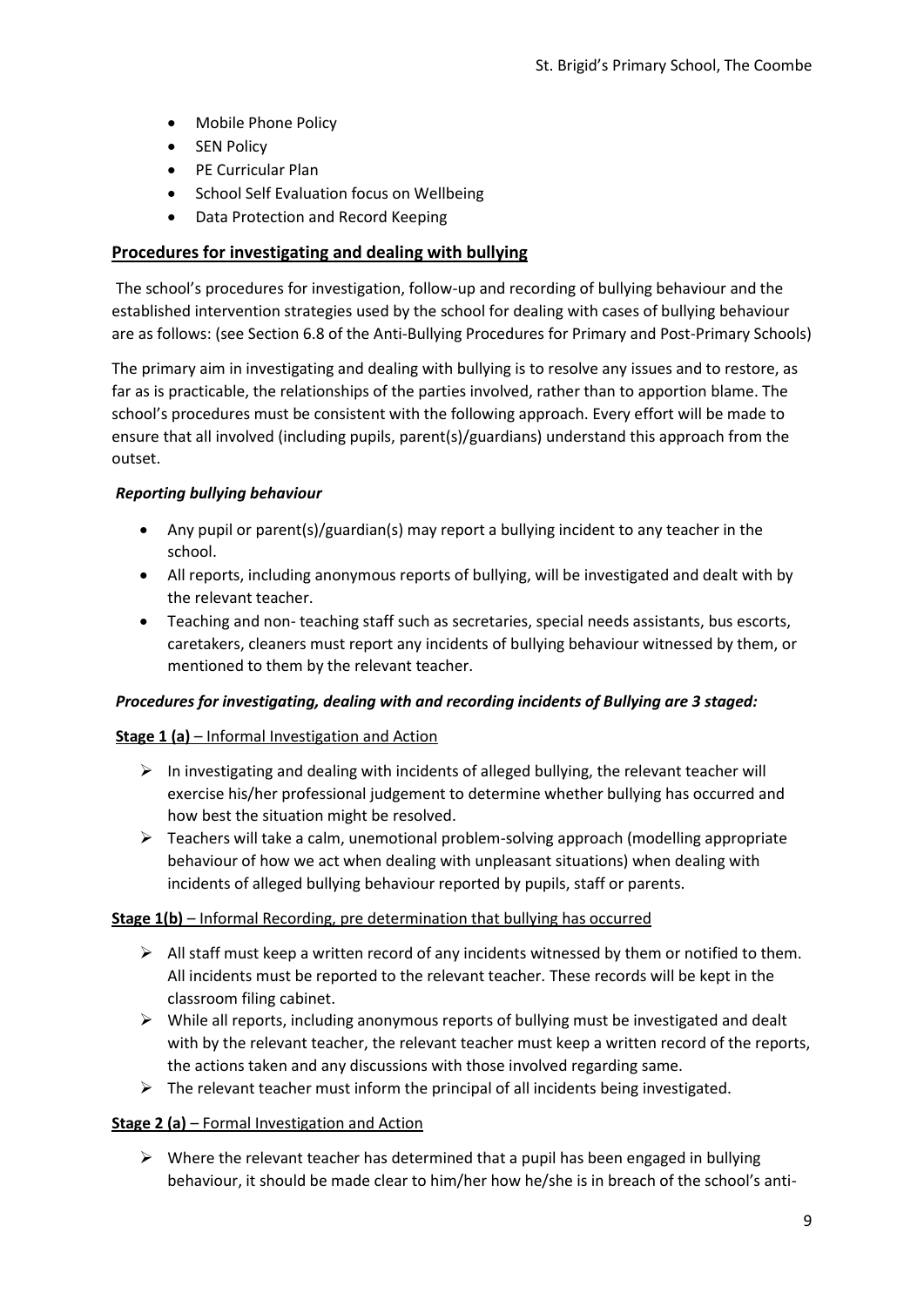- Mobile Phone Policy
- SEN Policy
- PE Curricular Plan
- School Self Evaluation focus on Wellbeing
- Data Protection and Record Keeping

## Procedures for investigating and dealing with bullying

The school's procedures for investigation, follow-up and recording of bullying behaviour and the established intervention strategies used by the school for dealing with cases of bullying behaviour are as follows: (see Section 6.8 of the Anti-Bullying Procedures for Primary and Post-Primary Schools)

The primary aim in investigating and dealing with bullying is to resolve any issues and to restore, as far as is practicable, the relationships of the parties involved, rather than to apportion blame. The school's procedures must be consistent with the following approach. Every effort will be made to ensure that all involved (including pupils, parent(s)/guardians) understand this approach from the outset.

### *Reporting bullying behaviour*

- Any pupil or parent(s)/guardian(s) may report a bullying incident to any teacher in the school.
- All reports, including anonymous reports of bullying, will be investigated and dealt with by the relevant teacher.
- Teaching and non- teaching staff such as secretaries, special needs assistants, bus escorts, caretakers, cleaners must report any incidents of bullying behaviour witnessed by them, or mentioned to them by the relevant teacher.

### *Procedures for investigating, dealing with and recording incidents of Bullying are 3 staged:*

**Stage 1 (a)** – Informal Investigation and Action

- In investigating and dealing with incidents of alleged bullying, the relevant teacher will exercise his/her professional judgement to determine whether bullying has occurred and how best the situation might be resolved.
- Teachers will take a calm, unemotional problem-solving approach (modelling appropriate behaviour of how we act when dealing with unpleasant situations) when dealing with incidents of alleged bullying behaviour reported by pupils, staff or parents.

**Stage 1(b)** – Informal Recording, pre determination that bullying has occurred

- All staff must keep a written record of any incidents witnessed by them or notified to them. All incidents must be reported to the relevant teacher. These records will be kept in the classroom filing cabinet.
- While all reports, including anonymous reports of bullying must be investigated and dealt with by the relevant teacher, the relevant teacher must keep a written record of the reports, the actions taken and any discussions with those involved regarding same.
- The relevant teacher must inform the principal of all incidents being investigated.

**Stage 2 (a)** – Formal Investigation and Action

- Where the relevant teacher has determined that a pupil has been engaged in bullying behaviour, it should be made clear to him/her how he/she is in breach of the school's anti-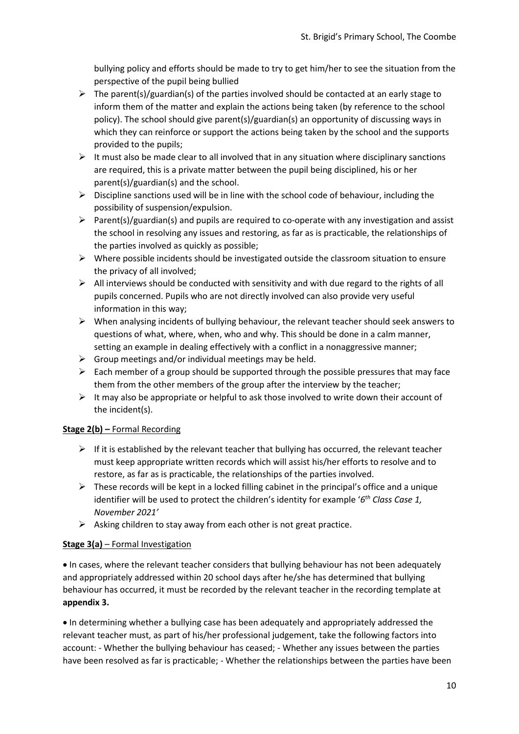bullying policy and efforts should be made to try to get him/her to see the situation from the perspective of the pupil being bullied

- The parent(s)/guardian(s) of the parties involved should be contacted at an early stage to inform them of the matter and explain the actions being taken (by reference to the school policy). The school should give parent(s)/guardian(s) an opportunity of discussing ways in which they can reinforce or support the actions being taken by the school and the supports provided to the pupils;
- It must also be made clear to all involved that in any situation where disciplinary sanctions are required, this is a private matter between the pupil being disciplined, his or her parent(s)/guardian(s) and the school.
- Discipline sanctions used will be in line with the school code of behaviour, including the possibility of suspension/expulsion.
- Parent(s)/guardian(s) and pupils are required to co-operate with any investigation and assist the school in resolving any issues and restoring, as far as is practicable, the relationships of the parties involved as quickly as possible;
- Where possible incidents should be investigated outside the classroom situation to ensure the privacy of all involved;
- All interviews should be conducted with sensitivity and with due regard to the rights of all pupils concerned. Pupils who are not directly involved can also provide very useful information in this way;
- When analysing incidents of bullying behaviour, the relevant teacher should seek answers to questions of what, where, when, who and why. This should be done in a calm manner, setting an example in dealing effectively with a conflict in a nonaggressive manner;
- Group meetings and/or individual meetings may be held.
- Each member of a group should be supported through the possible pressures that may face them from the other members of the group after the interview by the teacher;
- It may also be appropriate or helpful to ask those involved to write down their account of the incident(s).

**Stage 2(b) –** Formal Recording

- If it is established by the relevant teacher that bullying has occurred, the relevant teacher must keep appropriate written records which will assist his/her efforts to resolve and to restore, as far as is practicable, the relationships of the parties involved.
- These records will be kept in a locked filling cabinet in the principal's office and a unique identifier will be used to protect the children's identity for example '*6th Class Case 1, November 2021'*
- Asking children to stay away from each other is not great practice.

**Stage 3(a)** – Formal Investigation

- In cases, where the relevant teacher considers that bullying behaviour has not been adequately and appropriately addressed within 20 school days after he/she has determined that bullying behaviour has occurred, it must be recorded by the relevant teacher in the recording template at **appendix 3.**

- In determining whether a bullying case has been adequately and appropriately addressed the relevant teacher must, as part of his/her professional judgement, take the following factors into account: - Whether the bullying behaviour has ceased; - Whether any issues between the parties have been resolved as far is practicable; - Whether the relationships between the parties have been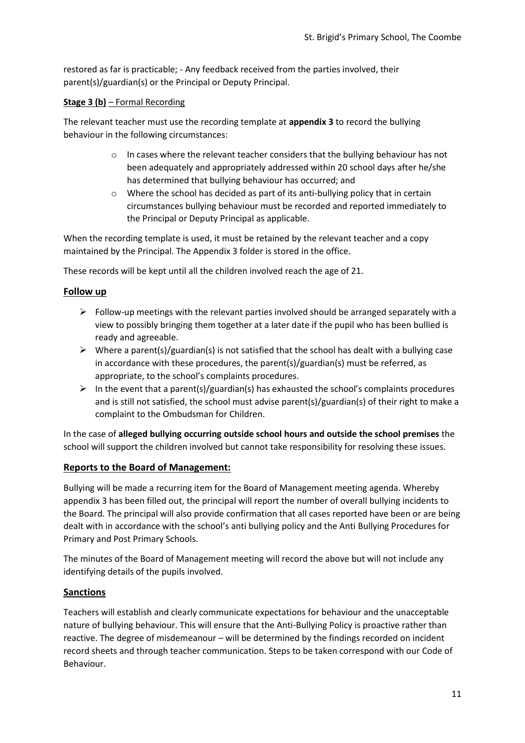restored as far is practicable; - Any feedback received from the parties involved, their parent(s)/guardian(s) or the Principal or Deputy Principal.

**Stage 3 (b)** – Formal Recording

The relevant teacher must use the recording template at **appendix 3** to record the bullying behaviour in the following circumstances:

- In cases where the relevant teacher considers that the bullying behaviour has not been adequately and appropriately addressed within 20 school days after he/she has determined that bullying behaviour has occurred; and
- Where the school has decided as part of its anti-bullying policy that in certain circumstances bullying behaviour must be recorded and reported immediately to the Principal or Deputy Principal as applicable.

When the recording template is used, it must be retained by the relevant teacher and a copy maintained by the Principal. The Appendix 3 folder is stored in the office.

These records will be kept until all the children involved reach the age of 21.

## Follow up

- Follow-up meetings with the relevant parties involved should be arranged separately with a view to possibly bringing them together at a later date if the pupil who has been bullied is ready and agreeable.
- Where a parent(s)/guardian(s) is not satisfied that the school has dealt with a bullying case in accordance with these procedures, the parent(s)/guardian(s) must be referred, as appropriate, to the school's complaints procedures.
- In the event that a parent(s)/guardian(s) has exhausted the school's complaints procedures and is still not satisfied, the school must advise parent(s)/guardian(s) of their right to make a complaint to the Ombudsman for Children.

In the case of **alleged bullying occurring outside school hours and outside the school premises** the school will support the children involved but cannot take responsibility for resolving these issues.

## Reports to the Board of Management:

Bullying will be made a recurring item for the Board of Management meeting agenda. Whereby appendix 3 has been filled out, the principal will report the number of overall bullying incidents to the Board. The principal will also provide confirmation that all cases reported have been or are being dealt with in accordance with the school's anti bullying policy and the Anti Bullying Procedures for Primary and Post Primary Schools.

The minutes of the Board of Management meeting will record the above but will not include any identifying details of the pupils involved.

## Sanctions

Teachers will establish and clearly communicate expectations for behaviour and the unacceptable nature of bullying behaviour. This will ensure that the Anti-Bullying Policy is proactive rather than reactive. The degree of misdemeanour – will be determined by the findings recorded on incident record sheets and through teacher communication. Steps to be taken correspond with our Code of Behaviour.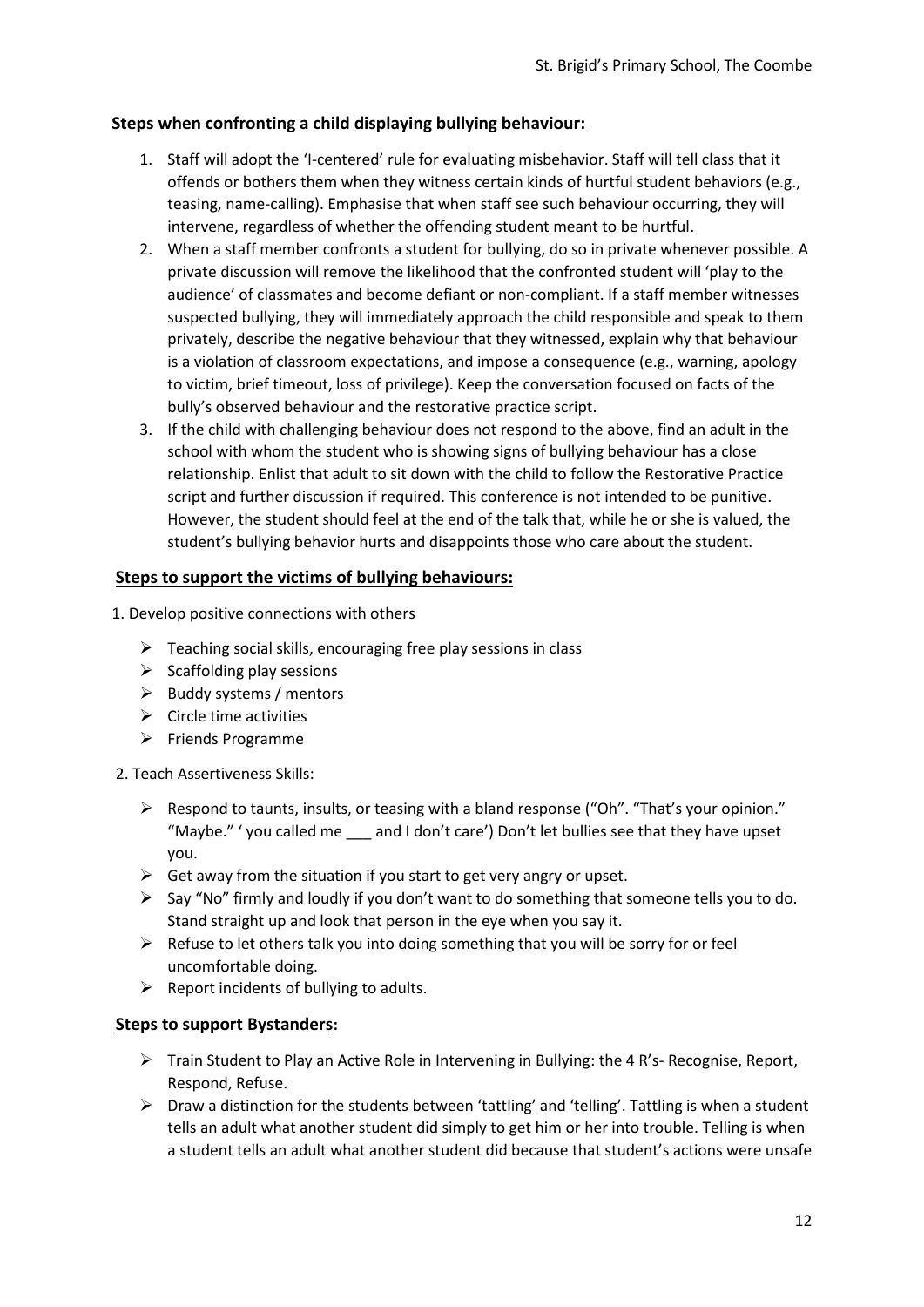### Steps when confronting a child displaying bullying behaviour:

1. Staff will adopt the 'I-centered' rule for evaluating misbehavior. Staff will tell class that it offends or bothers them when they witness certain kinds of hurtful student behaviors (e.g., teasing, name-calling). Emphasise that when staff see such behaviour occurring, they will intervene, regardless of whether the offending student meant to be hurtful.
2. When a staff member confronts a student for bullying, do so in private whenever possible. A private discussion will remove the likelihood that the confronted student will 'play to the audience' of classmates and become defiant or non-compliant. If a staff member witnesses suspected bullying, they will immediately approach the child responsible and speak to them privately, describe the negative behaviour that they witnessed, explain why that behaviour is a violation of classroom expectations, and impose a consequence (e.g., warning, apology to victim, brief timeout, loss of privilege). Keep the conversation focused on facts of the bully's observed behaviour and the restorative practice script.
3. If the child with challenging behaviour does not respond to the above, find an adult in the school with whom the student who is showing signs of bullying behaviour has a close relationship. Enlist that adult to sit down with the child to follow the Restorative Practice script and further discussion if required. This conference is not intended to be punitive. However, the student should feel at the end of the talk that, while he or she is valued, the student's bullying behavior hurts and disappoints those who care about the student.

### Steps to support the victims of bullying behaviours:

1. Develop positive connections with others

- Teaching social skills, encouraging free play sessions in class
- Scaffolding play sessions
- Buddy systems / mentors
- Circle time activities
- Friends Programme

2. Teach Assertiveness Skills:

- Respond to taunts, insults, or teasing with a bland response ("Oh". "That's your opinion." "Maybe." ' you called me ___ and I don't care') Don't let bullies see that they have upset you.
- Get away from the situation if you start to get very angry or upset.
- Say "No" firmly and loudly if you don't want to do something that someone tells you to do. Stand straight up and look that person in the eye when you say it.
- Refuse to let others talk you into doing something that you will be sorry for or feel uncomfortable doing.
- Report incidents of bullying to adults.

### Steps to support Bystanders:

- Train Student to Play an Active Role in Intervening in Bullying: the 4 R's- Recognise, Report, Respond, Refuse.
- Draw a distinction for the students between 'tattling' and 'telling'. Tattling is when a student tells an adult what another student did simply to get him or her into trouble. Telling is when a student tells an adult what another student did because that student's actions were unsafe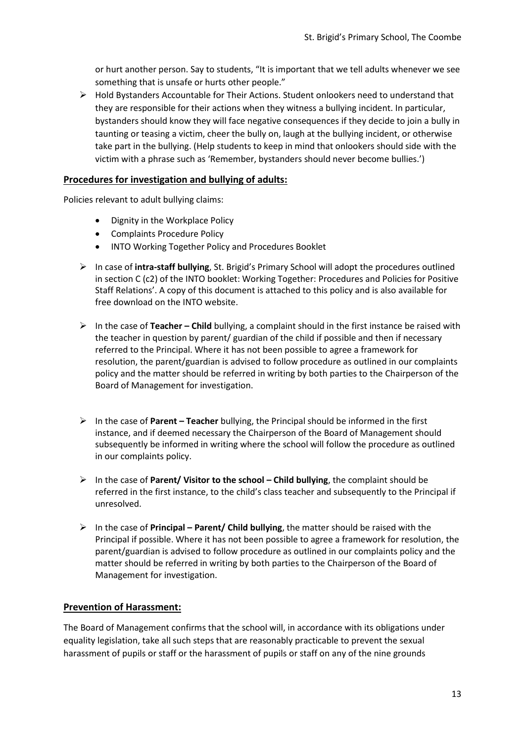or hurt another person. Say to students, "It is important that we tell adults whenever we see something that is unsafe or hurts other people."

- Hold Bystanders Accountable for Their Actions. Student onlookers need to understand that they are responsible for their actions when they witness a bullying incident. In particular, bystanders should know they will face negative consequences if they decide to join a bully in taunting or teasing a victim, cheer the bully on, laugh at the bullying incident, or otherwise take part in the bullying. (Help students to keep in mind that onlookers should side with the victim with a phrase such as 'Remember, bystanders should never become bullies.')

## Procedures for investigation and bullying of adults:

Policies relevant to adult bullying claims:

- Dignity in the Workplace Policy
- Complaints Procedure Policy
- INTO Working Together Policy and Procedures Booklet

- In case of **intra-staff bullying**, St. Brigid's Primary School will adopt the procedures outlined in section C (c2) of the INTO booklet: Working Together: Procedures and Policies for Positive Staff Relations'. A copy of this document is attached to this policy and is also available for free download on the INTO website.

- In the case of **Teacher – Child** bullying, a complaint should in the first instance be raised with the teacher in question by parent/ guardian of the child if possible and then if necessary referred to the Principal. Where it has not been possible to agree a framework for resolution, the parent/guardian is advised to follow procedure as outlined in our complaints policy and the matter should be referred in writing by both parties to the Chairperson of the Board of Management for investigation.

- In the case of **Parent – Teacher** bullying, the Principal should be informed in the first instance, and if deemed necessary the Chairperson of the Board of Management should subsequently be informed in writing where the school will follow the procedure as outlined in our complaints policy.

- In the case of **Parent/ Visitor to the school – Child bullying**, the complaint should be referred in the first instance, to the child's class teacher and subsequently to the Principal if unresolved.

- In the case of **Principal – Parent/ Child bullying**, the matter should be raised with the Principal if possible. Where it has not been possible to agree a framework for resolution, the parent/guardian is advised to follow procedure as outlined in our complaints policy and the matter should be referred in writing by both parties to the Chairperson of the Board of Management for investigation.

## Prevention of Harassment:

The Board of Management confirms that the school will, in accordance with its obligations under equality legislation, take all such steps that are reasonably practicable to prevent the sexual harassment of pupils or staff or the harassment of pupils or staff on any of the nine grounds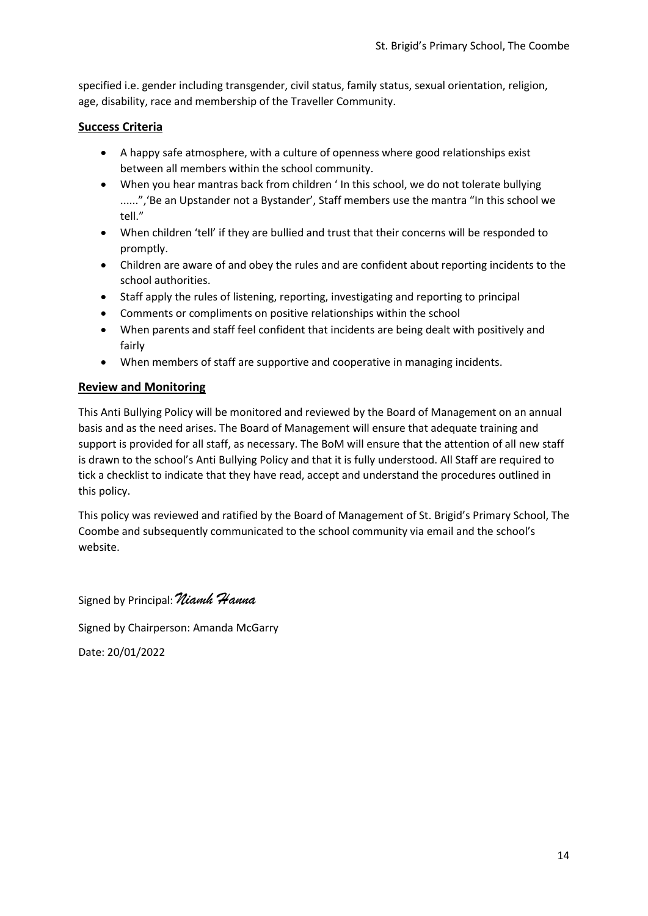specified i.e. gender including transgender, civil status, family status, sexual orientation, religion, age, disability, race and membership of the Traveller Community.

## Success Criteria

- A happy safe atmosphere, with a culture of openness where good relationships exist between all members within the school community.
- When you hear mantras back from children ' In this school, we do not tolerate bullying ......",'Be an Upstander not a Bystander', Staff members use the mantra "In this school we tell."
- When children 'tell' if they are bullied and trust that their concerns will be responded to promptly.
- Children are aware of and obey the rules and are confident about reporting incidents to the school authorities.
- Staff apply the rules of listening, reporting, investigating and reporting to principal
- Comments or compliments on positive relationships within the school
- When parents and staff feel confident that incidents are being dealt with positively and fairly
- When members of staff are supportive and cooperative in managing incidents.

## Review and Monitoring

This Anti Bullying Policy will be monitored and reviewed by the Board of Management on an annual basis and as the need arises. The Board of Management will ensure that adequate training and support is provided for all staff, as necessary. The BoM will ensure that the attention of all new staff is drawn to the school's Anti Bullying Policy and that it is fully understood. All Staff are required to tick a checklist to indicate that they have read, accept and understand the procedures outlined in this policy.

This policy was reviewed and ratified by the Board of Management of St. Brigid's Primary School, The Coombe and subsequently communicated to the school community via email and the school's website.

Signed by Principal: *Niamh Hanna*

Signed by Chairperson: Amanda McGarry

Date: 20/01/2022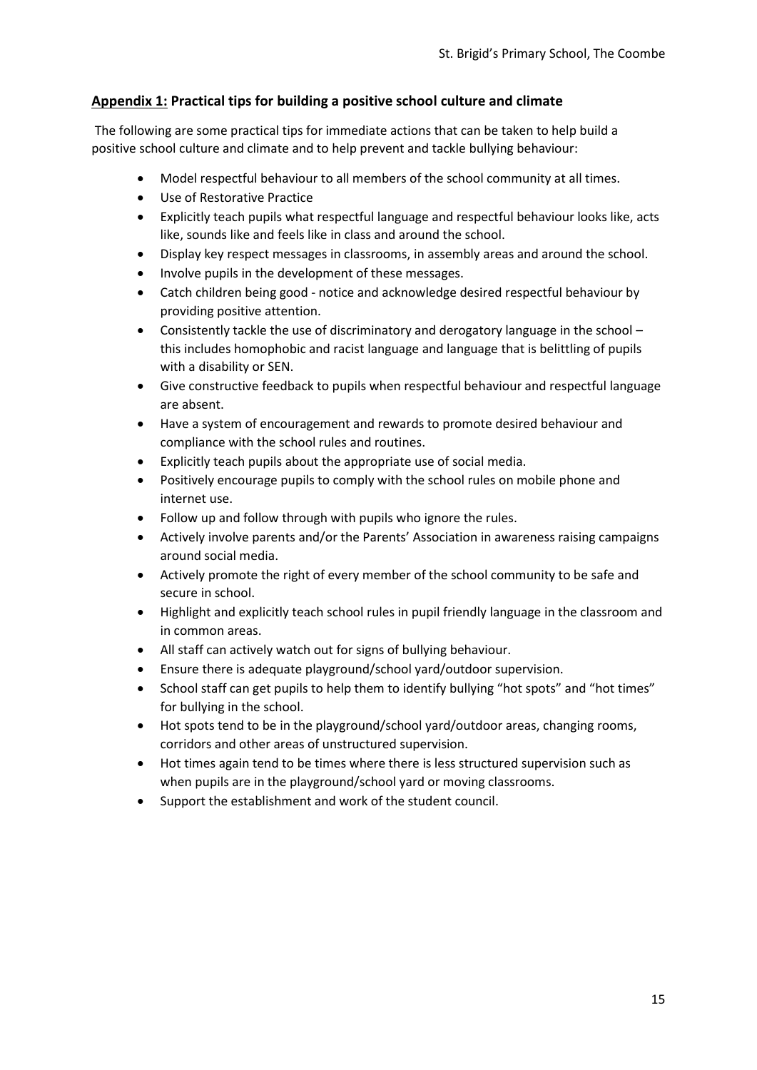## **Appendix 1: Practical tips for building a positive school culture and climate**

The following are some practical tips for immediate actions that can be taken to help build a positive school culture and climate and to help prevent and tackle bullying behaviour:

- Model respectful behaviour to all members of the school community at all times.
- Use of Restorative Practice
- Explicitly teach pupils what respectful language and respectful behaviour looks like, acts like, sounds like and feels like in class and around the school.
- Display key respect messages in classrooms, in assembly areas and around the school.
- Involve pupils in the development of these messages.
- Catch children being good - notice and acknowledge desired respectful behaviour by providing positive attention.
- Consistently tackle the use of discriminatory and derogatory language in the school – this includes homophobic and racist language and language that is belittling of pupils with a disability or SEN.
- Give constructive feedback to pupils when respectful behaviour and respectful language are absent.
- Have a system of encouragement and rewards to promote desired behaviour and compliance with the school rules and routines.
- Explicitly teach pupils about the appropriate use of social media.
- Positively encourage pupils to comply with the school rules on mobile phone and internet use.
- Follow up and follow through with pupils who ignore the rules.
- Actively involve parents and/or the Parents' Association in awareness raising campaigns around social media.
- Actively promote the right of every member of the school community to be safe and secure in school.
- Highlight and explicitly teach school rules in pupil friendly language in the classroom and in common areas.
- All staff can actively watch out for signs of bullying behaviour.
- Ensure there is adequate playground/school yard/outdoor supervision.
- School staff can get pupils to help them to identify bullying "hot spots" and "hot times" for bullying in the school.
- Hot spots tend to be in the playground/school yard/outdoor areas, changing rooms, corridors and other areas of unstructured supervision.
- Hot times again tend to be times where there is less structured supervision such as when pupils are in the playground/school yard or moving classrooms.
- Support the establishment and work of the student council.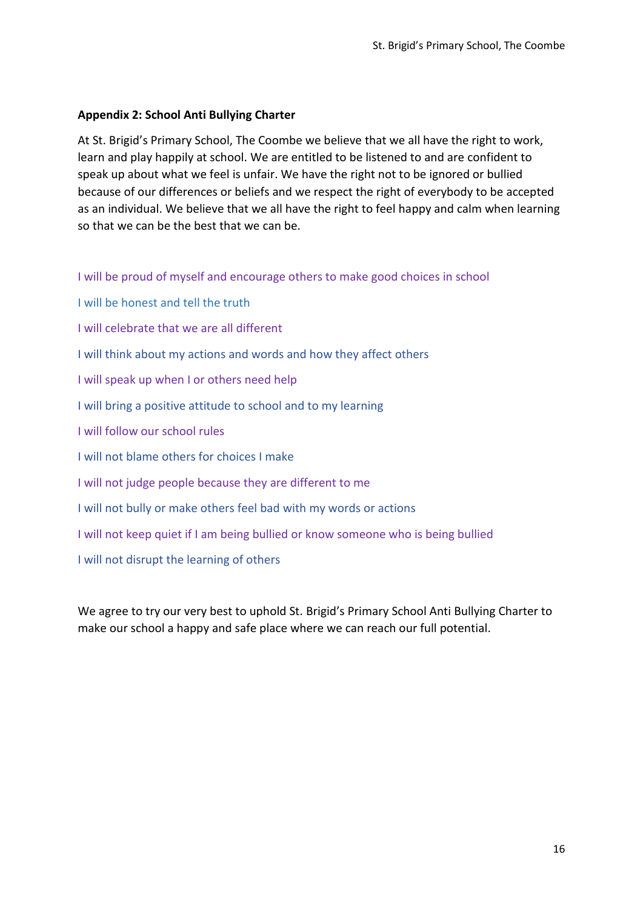**Appendix 2: School Anti Bullying Charter**

At St. Brigid's Primary School, The Coombe we believe that we all have the right to work, learn and play happily at school. We are entitled to be listened to and are confident to speak up about what we feel is unfair. We have the right not to be ignored or bullied because of our differences or beliefs and we respect the right of everybody to be accepted as an individual. We believe that we all have the right to feel happy and calm when learning so that we can be the best that we can be.

I will be proud of myself and encourage others to make good choices in school

I will be honest and tell the truth

I will celebrate that we are all different

I will think about my actions and words and how they affect others

I will speak up when I or others need help

I will bring a positive attitude to school and to my learning

I will follow our school rules

I will not blame others for choices I make

I will not judge people because they are different to me

I will not bully or make others feel bad with my words or actions

I will not keep quiet if I am being bullied or know someone who is being bullied

I will not disrupt the learning of others

We agree to try our very best to uphold St. Brigid's Primary School Anti Bullying Charter to make our school a happy and safe place where we can reach our full potential.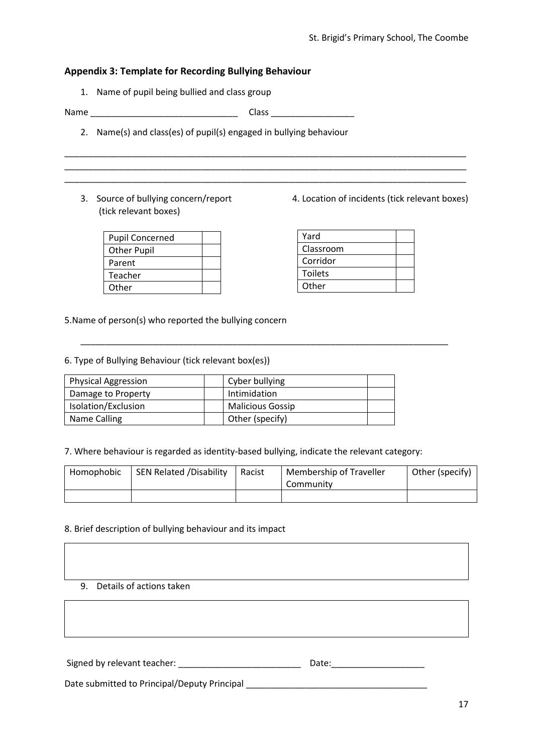## Appendix 3: Template for Recording Bullying Behaviour

1. Name of pupil being bullied and class group

Name ______________________________ Class _________________

2. Name(s) and class(es) of pupil(s) engaged in bullying behaviour

_____________________________________________________________________________________
_____________________________________________________________________________________
_____________________________________________________________________________________

3. Source of bullying concern/report (tick relevant boxes)

| Pupil Concerned | |
|---|---|
| Other Pupil | |
| Parent | |
| Teacher | |
| Other | |

4. Location of incidents (tick relevant boxes)

| Yard | |
|---|---|
| Classroom | |
| Corridor | |
| Toilets | |
| Other | |

5. Name of person(s) who reported the bullying concern

_____________________________________________________________________________________

6. Type of Bullying Behaviour (tick relevant box(es))

| Physical Aggression | | Cyber bullying | |
|---|---|---|---|
| Damage to Property | | Intimidation | |
| Isolation/Exclusion | | Malicious Gossip | |
| Name Calling | | Other (specify) | |

7. Where behaviour is regarded as identity-based bullying, indicate the relevant category:

| Homophobic | SEN Related /Disability | Racist | Membership of Traveller Community | Other (specify) |
|---|---|---|---|---|
| | | | | |

8. Brief description of bullying behaviour and its impact

| |
|---|
| |

9. Details of actions taken

| |
|---|
| |

Signed by relevant teacher: _________________________ Date:___________________

Date submitted to Principal/Deputy Principal ____________________________________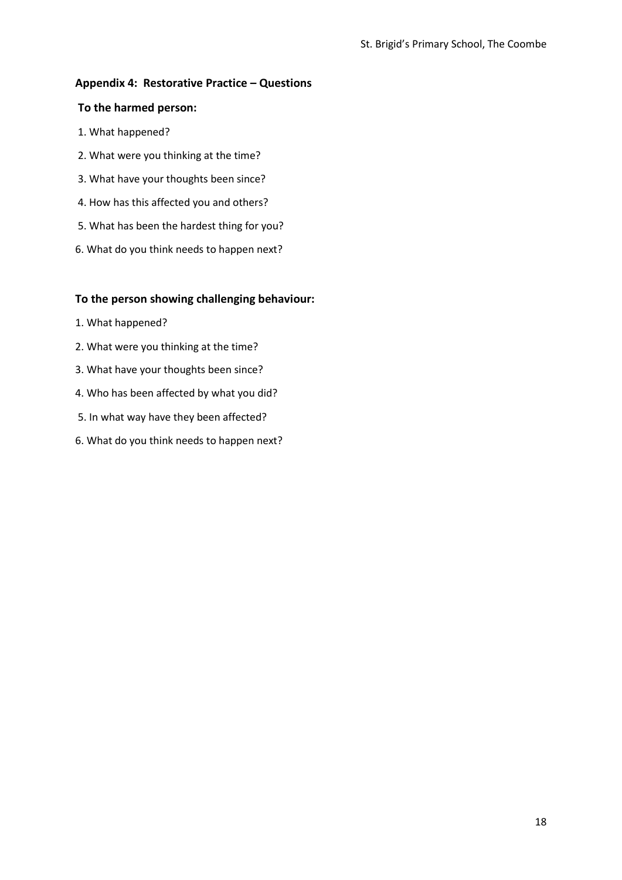## Appendix 4: Restorative Practice – Questions

### To the harmed person:

1. What happened?
2. What were you thinking at the time?
3. What have your thoughts been since?
4. How has this affected you and others?
5. What has been the hardest thing for you?
6. What do you think needs to happen next?

### To the person showing challenging behaviour:

1. What happened?
2. What were you thinking at the time?
3. What have your thoughts been since?
4. Who has been affected by what you did?
5. In what way have they been affected?
6. What do you think needs to happen next?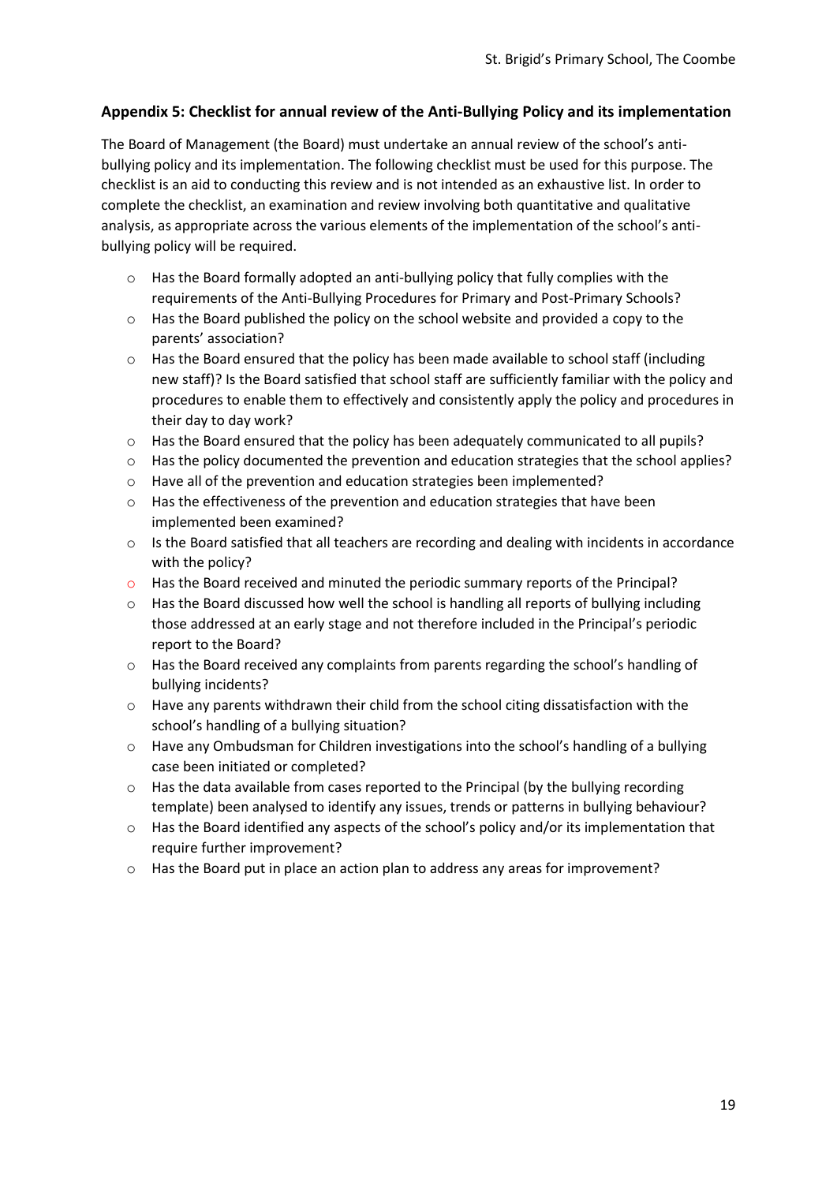## Appendix 5: Checklist for annual review of the Anti-Bullying Policy and its implementation

The Board of Management (the Board) must undertake an annual review of the school's anti-bullying policy and its implementation. The following checklist must be used for this purpose. The checklist is an aid to conducting this review and is not intended as an exhaustive list. In order to complete the checklist, an examination and review involving both quantitative and qualitative analysis, as appropriate across the various elements of the implementation of the school's anti-bullying policy will be required.

- Has the Board formally adopted an anti-bullying policy that fully complies with the requirements of the Anti-Bullying Procedures for Primary and Post-Primary Schools?
- Has the Board published the policy on the school website and provided a copy to the parents' association?
- Has the Board ensured that the policy has been made available to school staff (including new staff)? Is the Board satisfied that school staff are sufficiently familiar with the policy and procedures to enable them to effectively and consistently apply the policy and procedures in their day to day work?
- Has the Board ensured that the policy has been adequately communicated to all pupils?
- Has the policy documented the prevention and education strategies that the school applies?
- Have all of the prevention and education strategies been implemented?
- Has the effectiveness of the prevention and education strategies that have been implemented been examined?
- Is the Board satisfied that all teachers are recording and dealing with incidents in accordance with the policy?
- Has the Board received and minuted the periodic summary reports of the Principal?
- Has the Board discussed how well the school is handling all reports of bullying including those addressed at an early stage and not therefore included in the Principal's periodic report to the Board?
- Has the Board received any complaints from parents regarding the school's handling of bullying incidents?
- Have any parents withdrawn their child from the school citing dissatisfaction with the school's handling of a bullying situation?
- Have any Ombudsman for Children investigations into the school's handling of a bullying case been initiated or completed?
- Has the data available from cases reported to the Principal (by the bullying recording template) been analysed to identify any issues, trends or patterns in bullying behaviour?
- Has the Board identified any aspects of the school's policy and/or its implementation that require further improvement?
- Has the Board put in place an action plan to address any areas for improvement?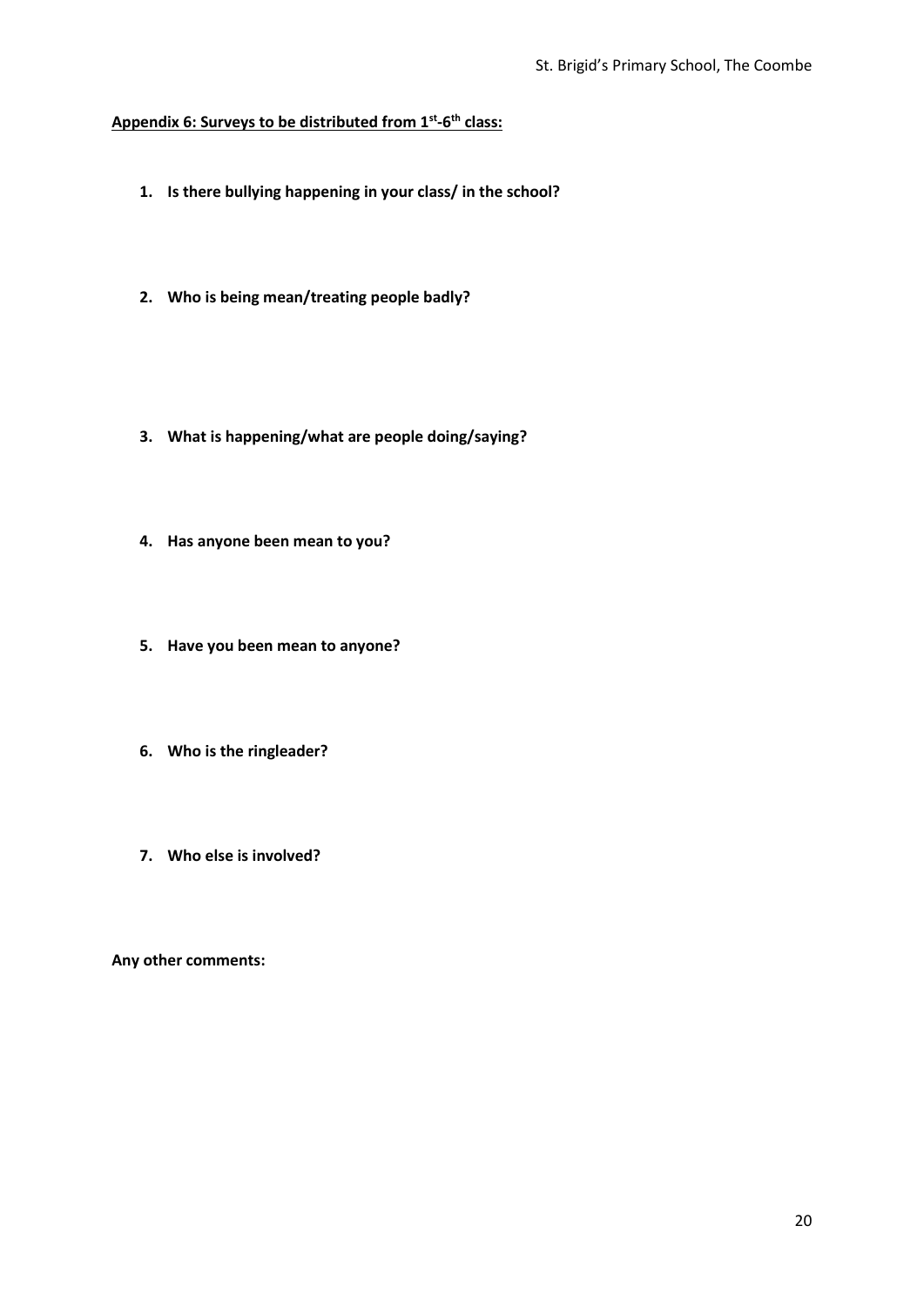**Appendix 6: Surveys to be distributed from $1^{st}$-$6^{th}$ class:**

1. **Is there bullying happening in your class/ in the school?**

2. **Who is being mean/treating people badly?**

3. **What is happening/what are people doing/saying?**

4. **Has anyone been mean to you?**

5. **Have you been mean to anyone?**

6. **Who is the ringleader?**

7. **Who else is involved?**

**Any other comments:**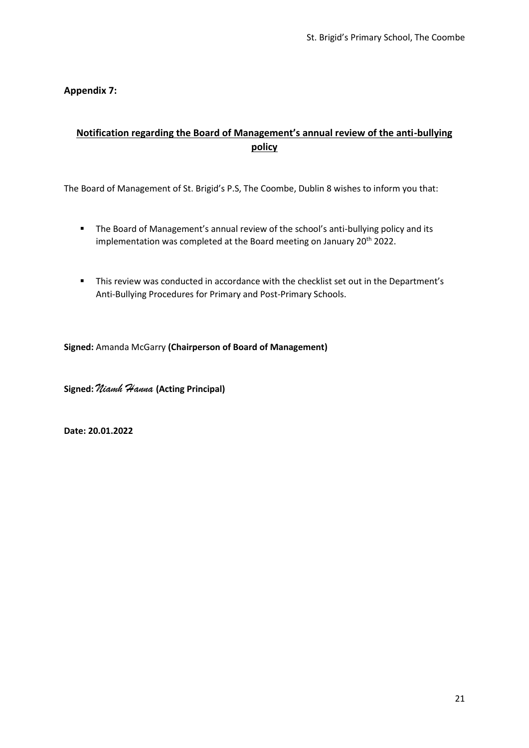**Appendix 7:**

## Notification regarding the Board of Management's annual review of the anti-bullying policy

The Board of Management of St. Brigid's P.S, The Coombe, Dublin 8 wishes to inform you that:

- The Board of Management's annual review of the school's anti-bullying policy and its implementation was completed at the Board meeting on January 20th 2022.
- This review was conducted in accordance with the checklist set out in the Department's Anti-Bullying Procedures for Primary and Post-Primary Schools.

**Signed:** Amanda McGarry **(Chairperson of Board of Management)**

**Signed:** *Niamh Hanna* **(Acting Principal)**

**Date: 20.01.2022**